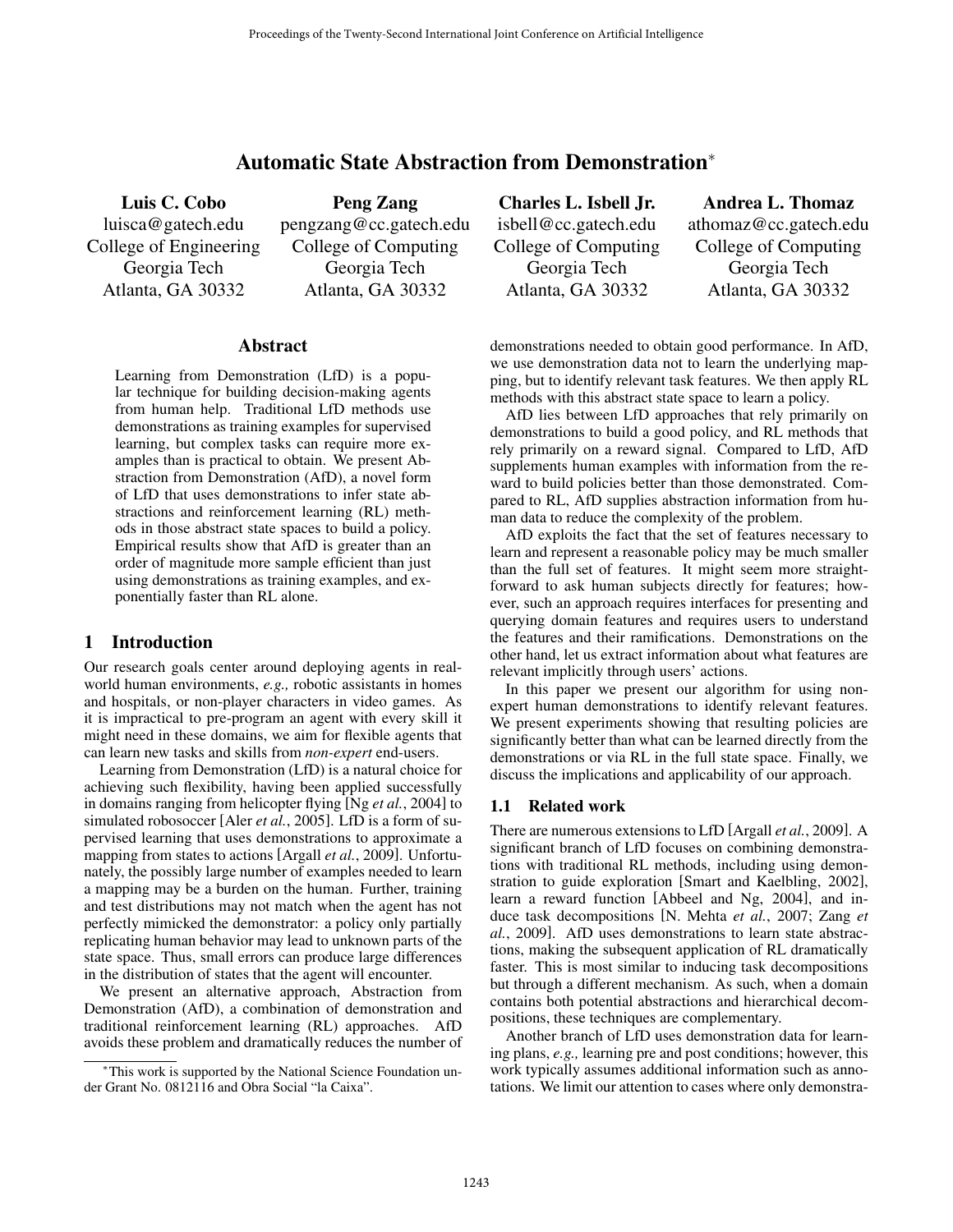# Automatic State Abstraction from Demonstration*

**Luis C. Cobo**
luisca@gatech.edu
College of Engineering
Georgia Tech
Atlanta, GA 30332

**Peng Zang**
pengzang@cc.gatech.edu
College of Computing
Georgia Tech
Atlanta, GA 30332

**Charles L. Isbell Jr.**
isbell@cc.gatech.edu
College of Computing
Georgia Tech
Atlanta, GA 30332

**Andrea L. Thomaz**
athomaz@cc.gatech.edu
College of Computing
Georgia Tech
Atlanta, GA 30332

## Abstract

Learning from Demonstration (LfD) is a popular technique for building decision-making agents from human help. Traditional LfD methods use demonstrations as training examples for supervised learning, but complex tasks can require more examples than is practical to obtain. We present Abstraction from Demonstration (AfD), a novel form of LfD that uses demonstrations to infer state abstractions and reinforcement learning (RL) methods in those abstract state spaces to build a policy. Empirical results show that AfD is greater than an order of magnitude more sample efficient than just using demonstrations as training examples, and exponentially faster than RL alone.

## 1 Introduction

Our research goals center around deploying agents in real-world human environments, *e.g.,* robotic assistants in homes and hospitals, or non-player characters in video games. As it is impractical to pre-program an agent with every skill it might need in these domains, we aim for flexible agents that can learn new tasks and skills from *non-expert* end-users.

Learning from Demonstration (LfD) is a natural choice for achieving such flexibility, having been applied successfully in domains ranging from helicopter flying [Ng *et al.*, 2004] to simulated robosoccer [Aler *et al.*, 2005]. LfD is a form of supervised learning that uses demonstrations to approximate a mapping from states to actions [Argall *et al.*, 2009]. Unfortunately, the possibly large number of examples needed to learn a mapping may be a burden on the human. Further, training and test distributions may not match when the agent has not perfectly mimicked the demonstrator: a policy only partially replicating human behavior may lead to unknown parts of the state space. Thus, small errors can produce large differences in the distribution of states that the agent will encounter.

We present an alternative approach, Abstraction from Demonstration (AfD), a combination of demonstration and traditional reinforcement learning (RL) approaches. AfD avoids these problem and dramatically reduces the number of demonstrations needed to obtain good performance. In AfD, we use demonstration data not to learn the underlying mapping, but to identify relevant task features. We then apply RL methods with this abstract state space to learn a policy.

AfD lies between LfD approaches that rely primarily on demonstrations to build a good policy, and RL methods that rely primarily on a reward signal. Compared to LfD, AfD supplements human examples with information from the reward to build policies better than those demonstrated. Compared to RL, AfD supplies abstraction information from human data to reduce the complexity of the problem.

AfD exploits the fact that the set of features necessary to learn and represent a reasonable policy may be much smaller than the full set of features. It might seem more straightforward to ask human subjects directly for features; however, such an approach requires interfaces for presenting and querying domain features and requires users to understand the features and their ramifications. Demonstrations on the other hand, let us extract information about what features are relevant implicitly through users' actions.

In this paper we present our algorithm for using non-expert human demonstrations to identify relevant features. We present experiments showing that resulting policies are significantly better than what can be learned directly from the demonstrations or via RL in the full state space. Finally, we discuss the implications and applicability of our approach.

### 1.1 Related work

There are numerous extensions to LfD [Argall *et al.*, 2009]. A significant branch of LfD focuses on combining demonstrations with traditional RL methods, including using demonstration to guide exploration [Smart and Kaelbling, 2002], learn a reward function [Abbeel and Ng, 2004], and induce task decompositions [N. Mehta *et al.*, 2007; Zang *et al.*, 2009]. AfD uses demonstrations to learn state abstractions, making the subsequent application of RL dramatically faster. This is most similar to inducing task decompositions but through a different mechanism. As such, when a domain contains both potential abstractions and hierarchical decompositions, these techniques are complementary.

Another branch of LfD uses demonstration data for learning plans, *e.g.,* learning pre and post conditions; however, this work typically assumes additional information such as annotations. We limit our attention to cases where only demonstra-

*This work is supported by the National Science Foundation under Grant No. 0812116 and Obra Social "la Caixa".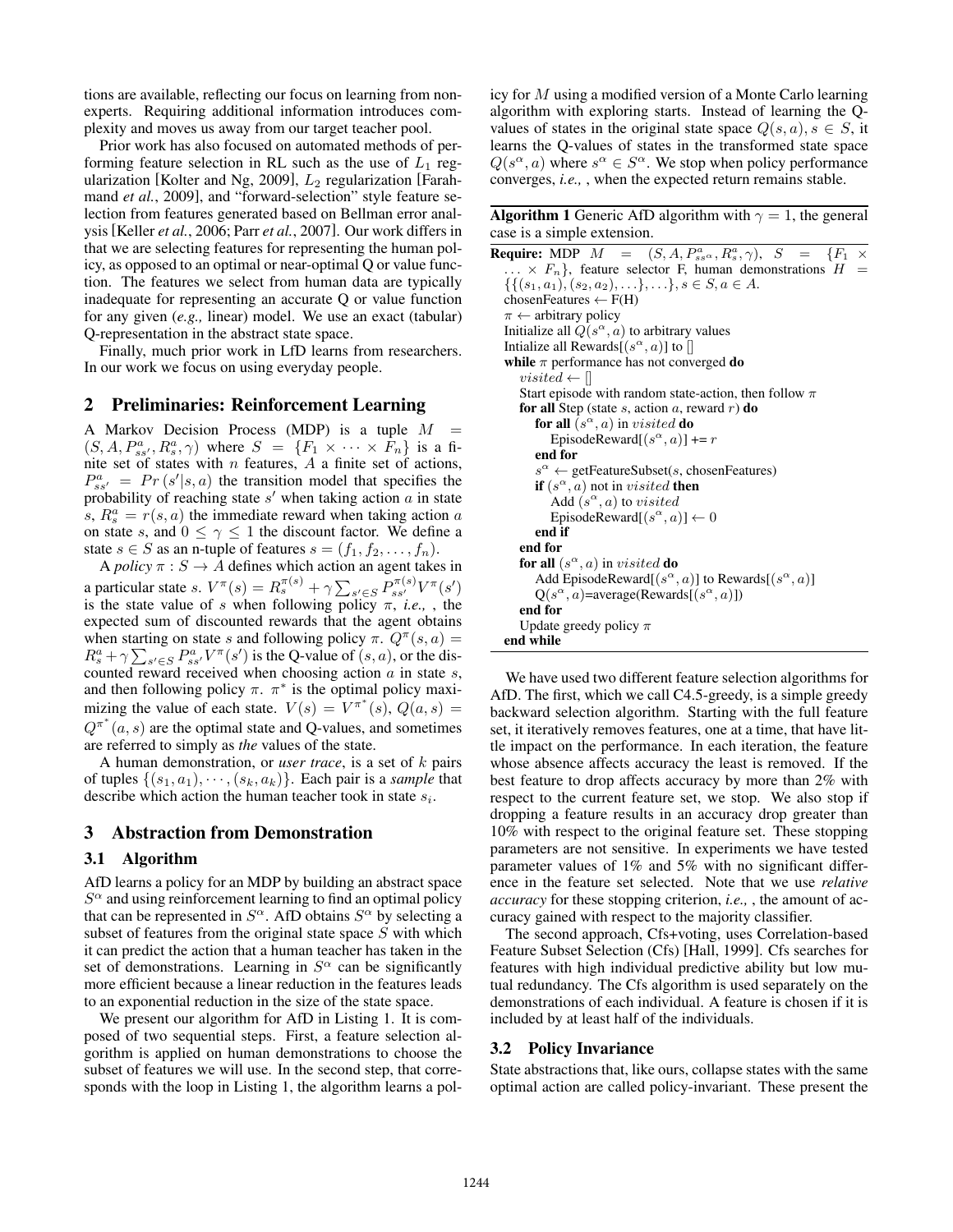tions are available, reflecting our focus on learning from non-experts. Requiring additional information introduces complexity and moves us away from our target teacher pool.

Prior work has also focused on automated methods of performing feature selection in RL such as the use of $L_1$ regularization [Kolter and Ng, 2009], $L_2$ regularization [Farahmand *et al.*, 2009], and "forward-selection" style feature selection from features generated based on Bellman error analysis [Keller *et al.*, 2006; Parr *et al.*, 2007]. Our work differs in that we are selecting features for representing the human policy, as opposed to an optimal or near-optimal Q or value function. The features we select from human data are typically inadequate for representing an accurate Q or value function for any given (*e.g.,* linear) model. We use an exact (tabular) Q-representation in the abstract state space.

Finally, much prior work in LfD learns from researchers. In our work we focus on using everyday people.

## 2 Preliminaries: Reinforcement Learning

A Markov Decision Process (MDP) is a tuple $M = (S, A, P^a_{ss'}, R^a_s, \gamma)$ where $S = \{F_1 \times \cdots \times F_n\}$ is a finite set of states with $n$ features, $A$ a finite set of actions, $P^a_{ss'} = Pr(s'|s, a)$ the transition model that specifies the probability of reaching state $s'$ when taking action $a$ in state $s$, $R^a_s = r(s, a)$ the immediate reward when taking action $a$ on state $s$, and $0 \leq \gamma \leq 1$ the discount factor. We define a state $s \in S$ as an n-tuple of features $s = (f_1, f_2, \ldots, f_n)$.

A *policy* $\pi : S \rightarrow A$ defines which action an agent takes in a particular state $s$. $V^\pi(s) = R^{\pi(s)}_s + \gamma \sum_{s' \in S} P^{\pi(s)}_{ss'} V^\pi(s')$ is the state value of $s$ when following policy $\pi$, *i.e.,* , the expected sum of discounted rewards that the agent obtains when starting on state $s$ and following policy $\pi$. $Q^\pi(s, a) = R^a_s + \gamma \sum_{s' \in S} P^a_{ss'} V^\pi(s')$ is the Q-value of $(s, a)$, or the discounted reward received when choosing action $a$ in state $s$, and then following policy $\pi$. $\pi^*$ is the optimal policy maximizing the value of each state. $V(s) = V^{\pi^*}(s)$, $Q(a, s) = Q^{\pi^*}(a, s)$ are the optimal state and Q-values, and sometimes are referred to simply as *the* values of the state.

A human demonstration, or *user trace*, is a set of $k$ pairs of tuples $\{(s_1, a_1), \cdots, (s_k, a_k)\}$. Each pair is a *sample* that describe which action the human teacher took in state $s_i$.

## 3 Abstraction from Demonstration

### 3.1 Algorithm

AfD learns a policy for an MDP by building an abstract space $S^\alpha$ and using reinforcement learning to find an optimal policy that can be represented in $S^\alpha$. AfD obtains $S^\alpha$ by selecting a subset of features from the original state space $S$ with which it can predict the action that a human teacher has taken in the set of demonstrations. Learning in $S^\alpha$ can be significantly more efficient because a linear reduction in the features leads to an exponential reduction in the size of the state space.

We present our algorithm for AfD in Listing 1. It is composed of two sequential steps. First, a feature selection algorithm is applied on human demonstrations to choose the subset of features we will use. In the second step, that corresponds with the loop in Listing 1, the algorithm learns a policy for $M$ using a modified version of a Monte Carlo learning algorithm with exploring starts. Instead of learning the Q-values of states in the original state space $Q(s, a), s \in S$, it learns the Q-values of states in the transformed state space $Q(s^\alpha, a)$ where $s^\alpha \in S^\alpha$. We stop when policy performance converges, *i.e.,* , when the expected return remains stable.

**Algorithm 1** Generic AfD algorithm with $\gamma = 1$, the general case is a simple extension.

```
Require: MDP M = (S, A, P^a_{ss^α}, R^a_s, γ), S = {F_1 × ... × F_n}, feature selector F, human demonstrations H = {{(s_1, a_1), (s_2, a_2), ...}, ...}, s ∈ S, a ∈ A.
chosenFeatures ← F(H)
π ← arbitrary policy
Initialize all Q(s^α, a) to arbitrary values
Intialize all Rewards[(s^α, a)] to []
while π performance has not converged do
    visited ← []
    Start episode with random state-action, then follow π
    for all Step (state s, action a, reward r) do
        for all (s^α, a) in visited do
            EpisodeReward[(s^α, a)] += r
        end for
        s^α ← getFeatureSubset(s, chosenFeatures)
        if (s^α, a) not in visited then
            Add (s^α, a) to visited
            EpisodeReward[(s^α, a)] ← 0
        end if
    end for
    for all (s^α, a) in visited do
        Add EpisodeReward[(s^α, a)] to Rewards[(s^α, a)]
        Q(s^α, a)=average(Rewards[(s^α, a)])
    end for
    Update greedy policy π
end while
```

We have used two different feature selection algorithms for AfD. The first, which we call C4.5-greedy, is a simple greedy backward selection algorithm. Starting with the full feature set, it iteratively removes features, one at a time, that have little impact on the performance. In each iteration, the feature whose absence affects accuracy the least is removed. If the best feature to drop affects accuracy by more than 2% with respect to the current feature set, we stop. We also stop if dropping a feature results in an accuracy drop greater than 10% with respect to the original feature set. These stopping parameters are not sensitive. In experiments we have tested parameter values of 1% and 5% with no significant difference in the feature set selected. Note that we use *relative accuracy* for these stopping criterion, *i.e.,* , the amount of accuracy gained with respect to the majority classifier.

The second approach, Cfs+voting, uses Correlation-based Feature Subset Selection (Cfs) [Hall, 1999]. Cfs searches for features with high individual predictive ability but low mutual redundancy. The Cfs algorithm is used separately on the demonstrations of each individual. A feature is chosen if it is included by at least half of the individuals.

### 3.2 Policy Invariance

State abstractions that, like ours, collapse states with the same optimal action are called policy-invariant. These present the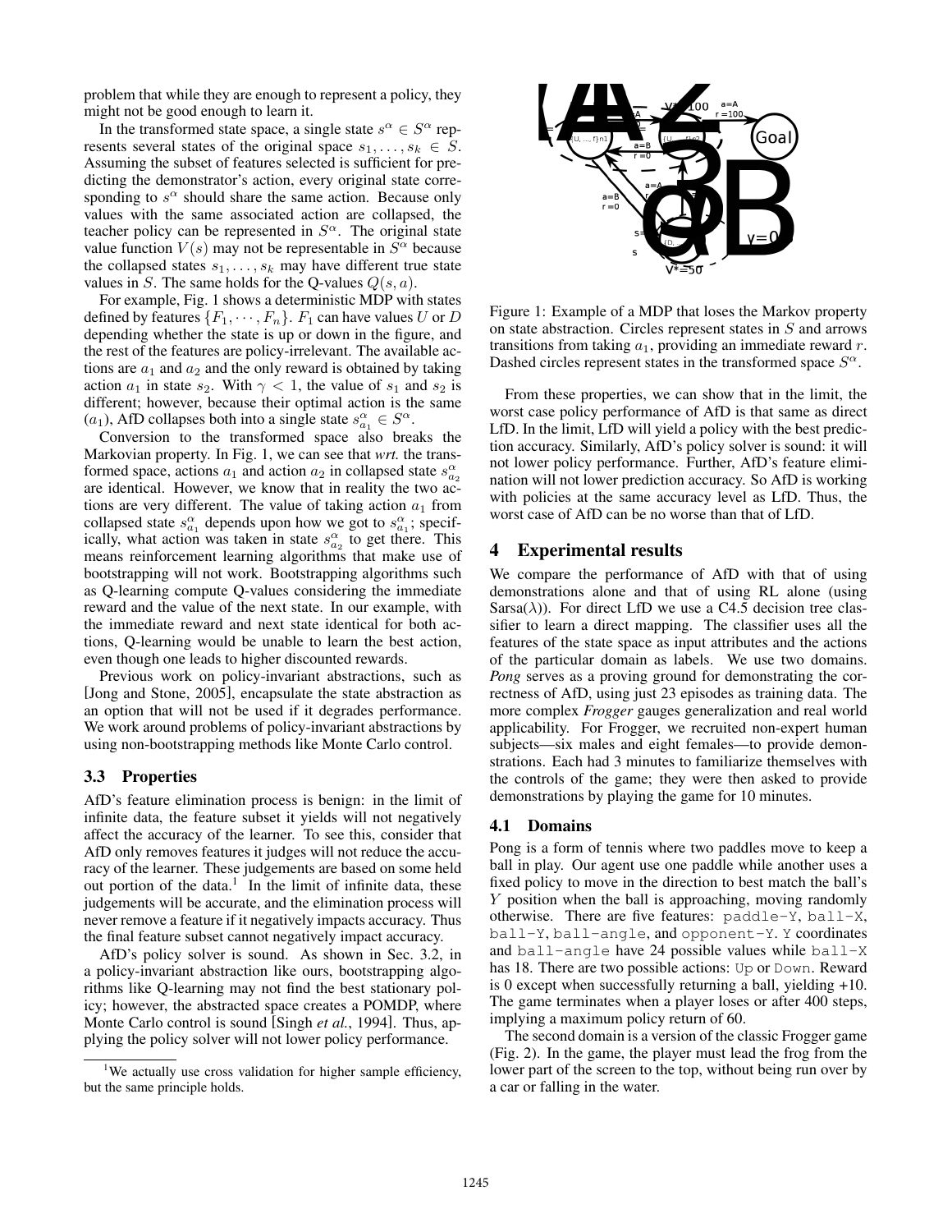problem that while they are enough to represent a policy, they might not be good enough to learn it.

In the transformed state space, a single state $s^\alpha \in S^\alpha$ represents several states of the original space $s_1, \ldots, s_k \in S$. Assuming the subset of features selected is sufficient for predicting the demonstrator's action, every original state corresponding to $s^\alpha$ should share the same action. Because only values with the same associated action are collapsed, the teacher policy can be represented in $S^\alpha$. The original state value function $V(s)$ may not be representable in $S^\alpha$ because the collapsed states $s_1, \ldots, s_k$ may have different true state values in $S$. The same holds for the Q-values $Q(s, a)$.

For example, Fig. 1 shows a deterministic MDP with states defined by features $\{F_1, \cdots, F_n\}$. $F_1$ can have values $U$ or $D$ depending whether the state is up or down in the figure, and the rest of the features are policy-irrelevant. The available actions are $a_1$ and $a_2$ and the only reward is obtained by taking action $a_1$ in state $s_2$. With $\gamma < 1$, the value of $s_1$ and $s_2$ is different; however, because their optimal action is the same ($a_1$), AfD collapses both into a single state $s^\alpha_{a_1} \in S^\alpha$.

Conversion to the transformed space also breaks the Markovian property. In Fig. 1, we can see that *wrt.* the transformed space, actions $a_1$ and action $a_2$ in collapsed state $s^\alpha_{a_2}$ are identical. However, we know that in reality the two actions are very different. The value of taking action $a_1$ from collapsed state $s^\alpha_{a_1}$ depends upon how we got to $s^\alpha_{a_1}$; specifically, what action was taken in state $s^\alpha_{a_2}$ to get there. This means reinforcement learning algorithms that make use of bootstrapping will not work. Bootstrapping algorithms such as Q-learning compute Q-values considering the immediate reward and the value of the next state. In our example, with the immediate reward and next state identical for both actions, Q-learning would be unable to learn the best action, even though one leads to higher discounted rewards.

Previous work on policy-invariant abstractions, such as [Jong and Stone, 2005], encapsulate the state abstraction as an option that will not be used if it degrades performance. We work around problems of policy-invariant abstractions by using non-bootstrapping methods like Monte Carlo control.

### 3.3 Properties

AfD's feature elimination process is benign: in the limit of infinite data, the feature subset it yields will not negatively affect the accuracy of the learner. To see this, consider that AfD only removes features it judges will not reduce the accuracy of the learner. These judgements are based on some held out portion of the data.[1] In the limit of infinite data, these judgements will be accurate, and the elimination process will never remove a feature if it negatively impacts accuracy. Thus the final feature subset cannot negatively impact accuracy.

AfD's policy solver is sound. As shown in Sec. 3.2, in a policy-invariant abstraction like ours, bootstrapping algorithms like Q-learning may not find the best stationary policy; however, the abstracted space creates a POMDP, where Monte Carlo control is sound [Singh *et al.*, 1994]. Thus, applying the policy solver will not lower policy performance.

[1] We actually use cross validation for higher sample efficiency, but the same principle holds.

Figure 1: Example of a MDP that loses the Markov property on state abstraction. Circles represent states in $S$ and arrows transitions from taking $a_1$, providing an immediate reward $r$. Dashed circles represent states in the transformed space $S^\alpha$.

From these properties, we can show that in the limit, the worst case policy performance of AfD is that same as direct LfD. In the limit, LfD will yield a policy with the best prediction accuracy. Similarly, AfD's policy solver is sound: it will not lower policy performance. Further, AfD's feature elimination will not lower prediction accuracy. So AfD is working with policies at the same accuracy level as LfD. Thus, the worst case of AfD can be no worse than that of LfD.

## 4 Experimental results

We compare the performance of AfD with that of using demonstrations alone and that of using RL alone (using Sarsa($\lambda$)). For direct LfD we use a C4.5 decision tree classifier to learn a direct mapping. The classifier uses all the features of the state space as input attributes and the actions of the particular domain as labels. We use two domains. *Pong* serves as a proving ground for demonstrating the correctness of AfD, using just 23 episodes as training data. The more complex *Frogger* gauges generalization and real world applicability. For Frogger, we recruited non-expert human subjects—six males and eight females—to provide demonstrations. Each had 3 minutes to familiarize themselves with the controls of the game; they were then asked to provide demonstrations by playing the game for 10 minutes.

### 4.1 Domains

Pong is a form of tennis where two paddles move to keep a ball in play. Our agent use one paddle while another uses a fixed policy to move in the direction to best match the ball's $Y$ position when the ball is approaching, moving randomly otherwise. There are five features: `paddle-Y`, `ball-X`, `ball-Y`, `ball-angle`, and `opponent-Y`. `Y` coordinates and `ball-angle` have 24 possible values while `ball-X` has 18. There are two possible actions: `Up` or `Down`. Reward is 0 except when successfully returning a ball, yielding +10. The game terminates when a player loses or after 400 steps, implying a maximum policy return of 60.

The second domain is a version of the classic Frogger game (Fig. 2). In the game, the player must lead the frog from the lower part of the screen to the top, without being run over by a car or falling in the water.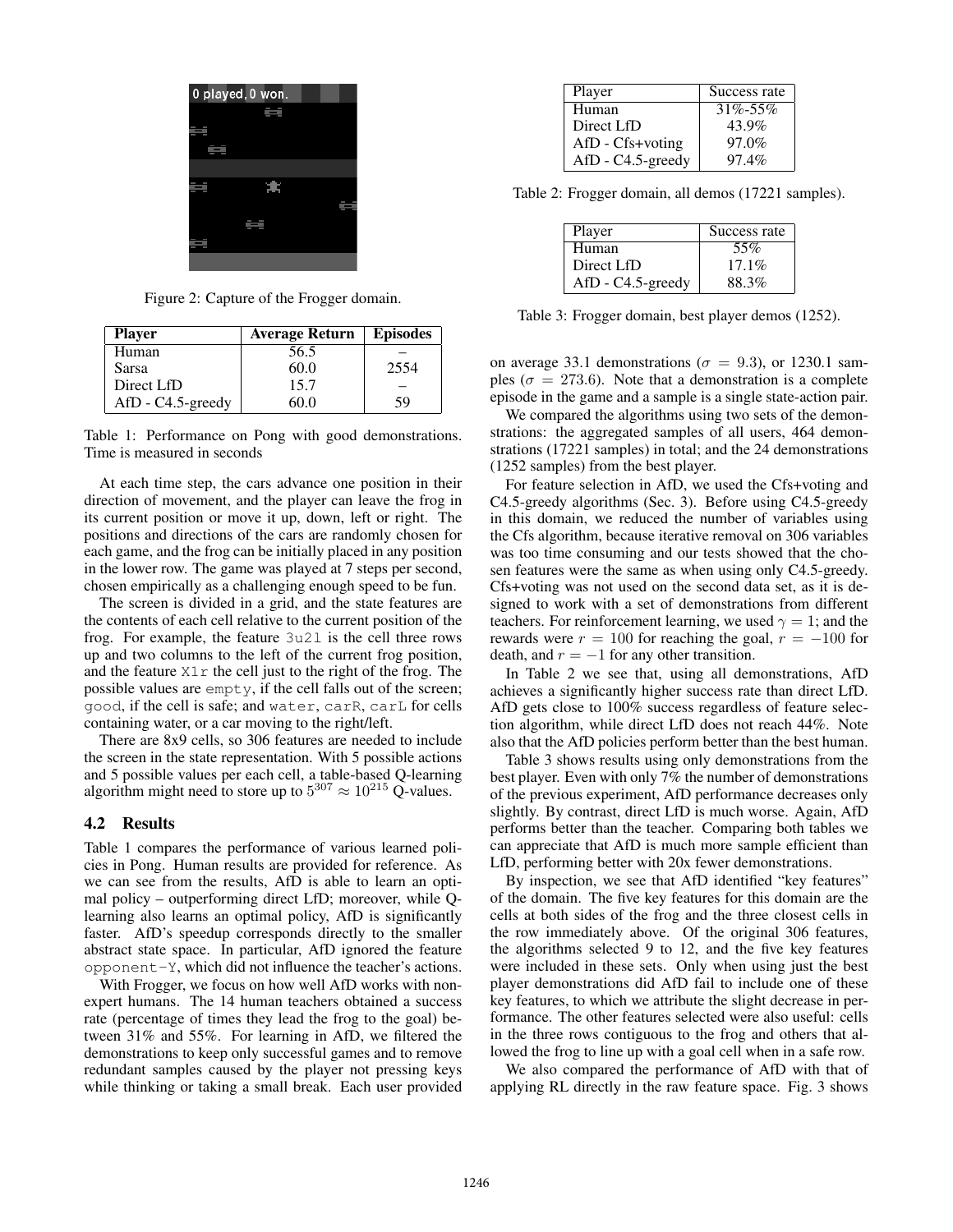Figure 2: Capture of the Frogger domain.

| Player | Average Return | Episodes |
|---|---|---|
| Human | 56.5 | – |
| Sarsa | 60.0 | 2554 |
| Direct LfD | 15.7 | – |
| AfD - C4.5-greedy | 60.0 | 59 |

Table 1: Performance on Pong with good demonstrations. Time is measured in seconds

At each time step, the cars advance one position in their direction of movement, and the player can leave the frog in its current position or move it up, down, left or right. The positions and directions of the cars are randomly chosen for each game, and the frog can be initially placed in any position in the lower row. The game was played at 7 steps per second, chosen empirically as a challenging enough speed to be fun.

The screen is divided in a grid, and the state features are the contents of each cell relative to the current position of the frog. For example, the feature `3u2l` is the cell three rows up and two columns to the left of the current frog position, and the feature `X1r` the cell just to the right of the frog. The possible values are `empty`, if the cell falls out of the screen; `good`, if the cell is safe; and `water`, `carR`, `carL` for cells containing water, or a car moving to the right/left.

There are 8x9 cells, so 306 features are needed to include the screen in the state representation. With 5 possible actions and 5 possible values per each cell, a table-based Q-learning algorithm might need to store up to $5^{307} \approx 10^{215}$ Q-values.

### 4.2 Results

Table 1 compares the performance of various learned policies in Pong. Human results are provided for reference. As we can see from the results, AfD is able to learn an optimal policy – outperforming direct LfD; moreover, while Q-learning also learns an optimal policy, AfD is significantly faster. AfD's speedup corresponds directly to the smaller abstract state space. In particular, AfD ignored the feature `opponent-Y`, which did not influence the teacher's actions.

With Frogger, we focus on how well AfD works with non-expert humans. The 14 human teachers obtained a success rate (percentage of times they lead the frog to the goal) between 31% and 55%. For learning in AfD, we filtered the demonstrations to keep only successful games and to remove redundant samples caused by the player not pressing keys while thinking or taking a small break. Each user provided on average 33.1 demonstrations ($\sigma = 9.3$), or 1230.1 samples ($\sigma = 273.6$). Note that a demonstration is a complete episode in the game and a sample is a single state-action pair.

| Player | Success rate |
|---|---|
| Human | 31%-55% |
| Direct LfD | 43.9% |
| AfD - Cfs+voting | 97.0% |
| AfD - C4.5-greedy | 97.4% |

Table 2: Frogger domain, all demos (17221 samples).

| Player | Success rate |
|---|---|
| Human | 55% |
| Direct LfD | 17.1% |
| AfD - C4.5-greedy | 88.3% |

Table 3: Frogger domain, best player demos (1252).

We compared the algorithms using two sets of the demonstrations: the aggregated samples of all users, 464 demonstrations (17221 samples) in total; and the 24 demonstrations (1252 samples) from the best player.

For feature selection in AfD, we used the Cfs+voting and C4.5-greedy algorithms (Sec. 3). Before using C4.5-greedy in this domain, we reduced the number of variables using the Cfs algorithm, because iterative removal on 306 variables was too time consuming and our tests showed that the chosen features were the same as when using only C4.5-greedy. Cfs+voting was not used on the second data set, as it is designed to work with a set of demonstrations from different teachers. For reinforcement learning, we used $\gamma = 1$; and the rewards were $r = 100$ for reaching the goal, $r = -100$ for death, and $r = -1$ for any other transition.

In Table 2 we see that, using all demonstrations, AfD achieves a significantly higher success rate than direct LfD. AfD gets close to 100% success regardless of feature selection algorithm, while direct LfD does not reach 44%. Note also that the AfD policies perform better than the best human.

Table 3 shows results using only demonstrations from the best player. Even with only 7% the number of demonstrations of the previous experiment, AfD performance decreases only slightly. By contrast, direct LfD is much worse. Again, AfD performs better than the teacher. Comparing both tables we can appreciate that AfD is much more sample efficient than LfD, performing better with 20x fewer demonstrations.

By inspection, we see that AfD identified "key features" of the domain. The five key features for this domain are the cells at both sides of the frog and the three closest cells in the row immediately above. Of the original 306 features, the algorithms selected 9 to 12, and the five key features were included in these sets. Only when using just the best player demonstrations did AfD fail to include one of these key features, to which we attribute the slight decrease in performance. The other features selected were also useful: cells in the three rows contiguous to the frog and others that allowed the frog to line up with a goal cell when in a safe row.

We also compared the performance of AfD with that of applying RL directly in the raw feature space. Fig. 3 shows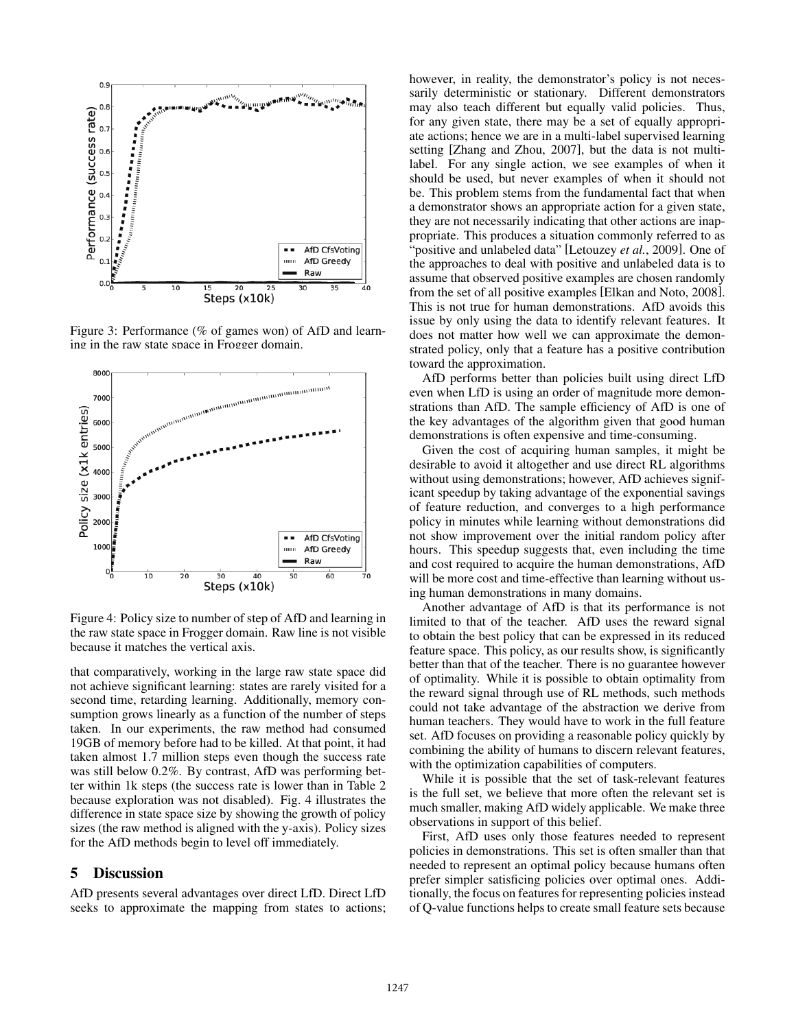Figure 3: Performance (% of games won) of AfD and learning in the raw state space in Frogger domain.

Figure 4: Policy size to number of step of AfD and learning in the raw state space in Frogger domain. Raw line is not visible because it matches the vertical axis.

that comparatively, working in the large raw state space did not achieve significant learning: states are rarely visited for a second time, retarding learning. Additionally, memory consumption grows linearly as a function of the number of steps taken. In our experiments, the raw method had consumed 19GB of memory before had to be killed. At that point, it had taken almost 1.7 million steps even though the success rate was still below 0.2%. By contrast, AfD was performing better within 1k steps (the success rate is lower than in Table 2 because exploration was not disabled). Fig. 4 illustrates the difference in state space size by showing the growth of policy sizes (the raw method is aligned with the y-axis). Policy sizes for the AfD methods begin to level off immediately.

## 5 Discussion

AfD presents several advantages over direct LfD. Direct LfD seeks to approximate the mapping from states to actions; however, in reality, the demonstrator's policy is not necessarily deterministic or stationary. Different demonstrators may also teach different but equally valid policies. Thus, for any given state, there may be a set of equally appropriate actions; hence we are in a multi-label supervised learning setting [Zhang and Zhou, 2007], but the data is not multi-label. For any single action, we see examples of when it should be used, but never examples of when it should not be. This problem stems from the fundamental fact that when a demonstrator shows an appropriate action for a given state, they are not necessarily indicating that other actions are inappropriate. This produces a situation commonly referred to as "positive and unlabeled data" [Letouzey *et al.*, 2009]. One of the approaches to deal with positive and unlabeled data is to assume that observed positive examples are chosen randomly from the set of all positive examples [Elkan and Noto, 2008]. This is not true for human demonstrations. AfD avoids this issue by only using the data to identify relevant features. It does not matter how well we can approximate the demonstrated policy, only that a feature has a positive contribution toward the approximation.

AfD performs better than policies built using direct LfD even when LfD is using an order of magnitude more demonstrations than AfD. The sample efficiency of AfD is one of the key advantages of the algorithm given that good human demonstrations is often expensive and time-consuming.

Given the cost of acquiring human samples, it might be desirable to avoid it altogether and use direct RL algorithms without using demonstrations; however, AfD achieves significant speedup by taking advantage of the exponential savings of feature reduction, and converges to a high performance policy in minutes while learning without demonstrations did not show improvement over the initial random policy after hours. This speedup suggests that, even including the time and cost required to acquire the human demonstrations, AfD will be more cost and time-effective than learning without using human demonstrations in many domains.

Another advantage of AfD is that its performance is not limited to that of the teacher. AfD uses the reward signal to obtain the best policy that can be expressed in its reduced feature space. This policy, as our results show, is significantly better than that of the teacher. There is no guarantee however of optimality. While it is possible to obtain optimality from the reward signal through use of RL methods, such methods could not take advantage of the abstraction we derive from human teachers. They would have to work in the full feature set. AfD focuses on providing a reasonable policy quickly by combining the ability of humans to discern relevant features, with the optimization capabilities of computers.

While it is possible that the set of task-relevant features is the full set, we believe that more often the relevant set is much smaller, making AfD widely applicable. We make three observations in support of this belief.

First, AfD uses only those features needed to represent policies in demonstrations. This set is often smaller than that needed to represent an optimal policy because humans often prefer simpler satisficing policies over optimal ones. Additionally, the focus on features for representing policies instead of Q-value functions helps to create small feature sets because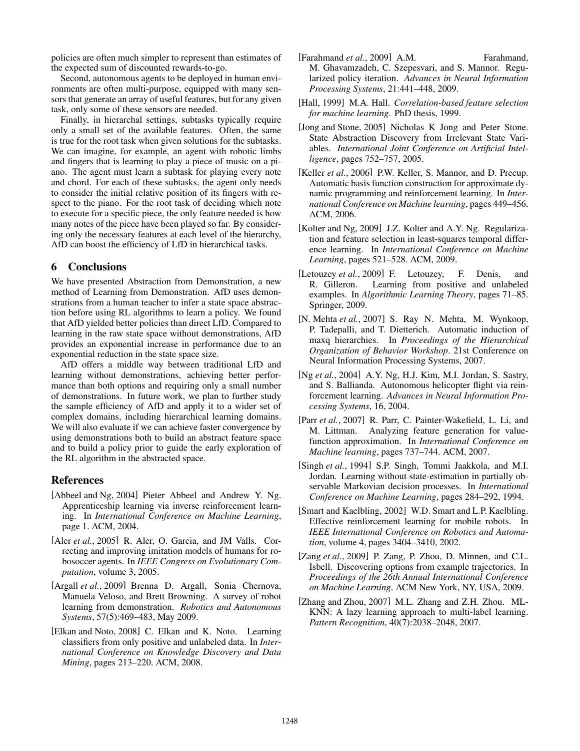policies are often much simpler to represent than estimates of the expected sum of discounted rewards-to-go.

Second, autonomous agents to be deployed in human environments are often multi-purpose, equipped with many sensors that generate an array of useful features, but for any given task, only some of these sensors are needed.

Finally, in hierarchal settings, subtasks typically require only a small set of the available features. Often, the same is true for the root task when given solutions for the subtasks. We can imagine, for example, an agent with robotic limbs and fingers that is learning to play a piece of music on a piano. The agent must learn a subtask for playing every note and chord. For each of these subtasks, the agent only needs to consider the initial relative position of its fingers with respect to the piano. For the root task of deciding which note to execute for a specific piece, the only feature needed is how many notes of the piece have been played so far. By considering only the necessary features at each level of the hierarchy, AfD can boost the efficiency of LfD in hierarchical tasks.

## 6 Conclusions

We have presented Abstraction from Demonstration, a new method of Learning from Demonstration. AfD uses demonstrations from a human teacher to infer a state space abstraction before using RL algorithms to learn a policy. We found that AfD yielded better policies than direct LfD. Compared to learning in the raw state space without demonstrations, AfD provides an exponential increase in performance due to an exponential reduction in the state space size.

AfD offers a middle way between traditional LfD and learning without demonstrations, achieving better performance than both options and requiring only a small number of demonstrations. In future work, we plan to further study the sample efficiency of AfD and apply it to a wider set of complex domains, including hierarchical learning domains. We will also evaluate if we can achieve faster convergence by using demonstrations both to build an abstract feature space and to build a policy prior to guide the early exploration of the RL algorithm in the abstracted space.

## References

[Abbeel and Ng, 2004] Pieter Abbeel and Andrew Y. Ng. Apprenticeship learning via inverse reinforcement learning. In *International Conference on Machine Learning*, page 1. ACM, 2004.

[Aler *et al.*, 2005] R. Aler, O. Garcia, and JM Valls. Correcting and improving imitation models of humans for robosoccer agents. In *IEEE Congress on Evolutionary Computation*, volume 3, 2005.

[Argall *et al.*, 2009] Brenna D. Argall, Sonia Chernova, Manuela Veloso, and Brett Browning. A survey of robot learning from demonstration. *Robotics and Autonomous Systems*, 57(5):469–483, May 2009.

[Elkan and Noto, 2008] C. Elkan and K. Noto. Learning classifiers from only positive and unlabeled data. In *International Conference on Knowledge Discovery and Data Mining*, pages 213–220. ACM, 2008.

[Farahmand *et al.*, 2009] A.M. Farahmand, M. Ghavamzadeh, C. Szepesvari, and S. Mannor. Regularized policy iteration. *Advances in Neural Information Processing Systems*, 21:441–448, 2009.

[Hall, 1999] M.A. Hall. *Correlation-based feature selection for machine learning*. PhD thesis, 1999.

[Jong and Stone, 2005] Nicholas K Jong and Peter Stone. State Abstraction Discovery from Irrelevant State Variables. *International Joint Conference on Artificial Intelligence*, pages 752–757, 2005.

[Keller *et al.*, 2006] P.W. Keller, S. Mannor, and D. Precup. Automatic basis function construction for approximate dynamic programming and reinforcement learning. In *International Conference on Machine learning*, pages 449–456. ACM, 2006.

[Kolter and Ng, 2009] J.Z. Kolter and A.Y. Ng. Regularization and feature selection in least-squares temporal difference learning. In *International Conference on Machine Learning*, pages 521–528. ACM, 2009.

[Letouzey *et al.*, 2009] F. Letouzey, F. Denis, and R. Gilleron. Learning from positive and unlabeled examples. In *Algorithmic Learning Theory*, pages 71–85. Springer, 2009.

[N. Mehta *et al.*, 2007] S. Ray N. Mehta, M. Wynkoop, P. Tadepalli, and T. Dietterich. Automatic induction of maxq hierarchies. In *Proceedings of the Hierarchical Organization of Behavior Workshop*. 21st Conference on Neural Information Processing Systems, 2007.

[Ng *et al.*, 2004] A.Y. Ng, H.J. Kim, M.I. Jordan, S. Sastry, and S. Ballianda. Autonomous helicopter flight via reinforcement learning. *Advances in Neural Information Processing Systems*, 16, 2004.

[Parr *et al.*, 2007] R. Parr, C. Painter-Wakefield, L. Li, and M. Littman. Analyzing feature generation for value-function approximation. In *International Conference on Machine learning*, pages 737–744. ACM, 2007.

[Singh *et al.*, 1994] S.P. Singh, Tommi Jaakkola, and M.I. Jordan. Learning without state-estimation in partially observable Markovian decision processes. In *International Conference on Machine Learning*, pages 284–292, 1994.

[Smart and Kaelbling, 2002] W.D. Smart and L.P. Kaelbling. Effective reinforcement learning for mobile robots. In *IEEE International Conference on Robotics and Automation*, volume 4, pages 3404–3410, 2002.

[Zang *et al.*, 2009] P. Zang, P. Zhou, D. Minnen, and C.L. Isbell. Discovering options from example trajectories. In *Proceedings of the 26th Annual International Conference on Machine Learning*. ACM New York, NY, USA, 2009.

[Zhang and Zhou, 2007] M.L. Zhang and Z.H. Zhou. ML-KNN: A lazy learning approach to multi-label learning. *Pattern Recognition*, 40(7):2038–2048, 2007.